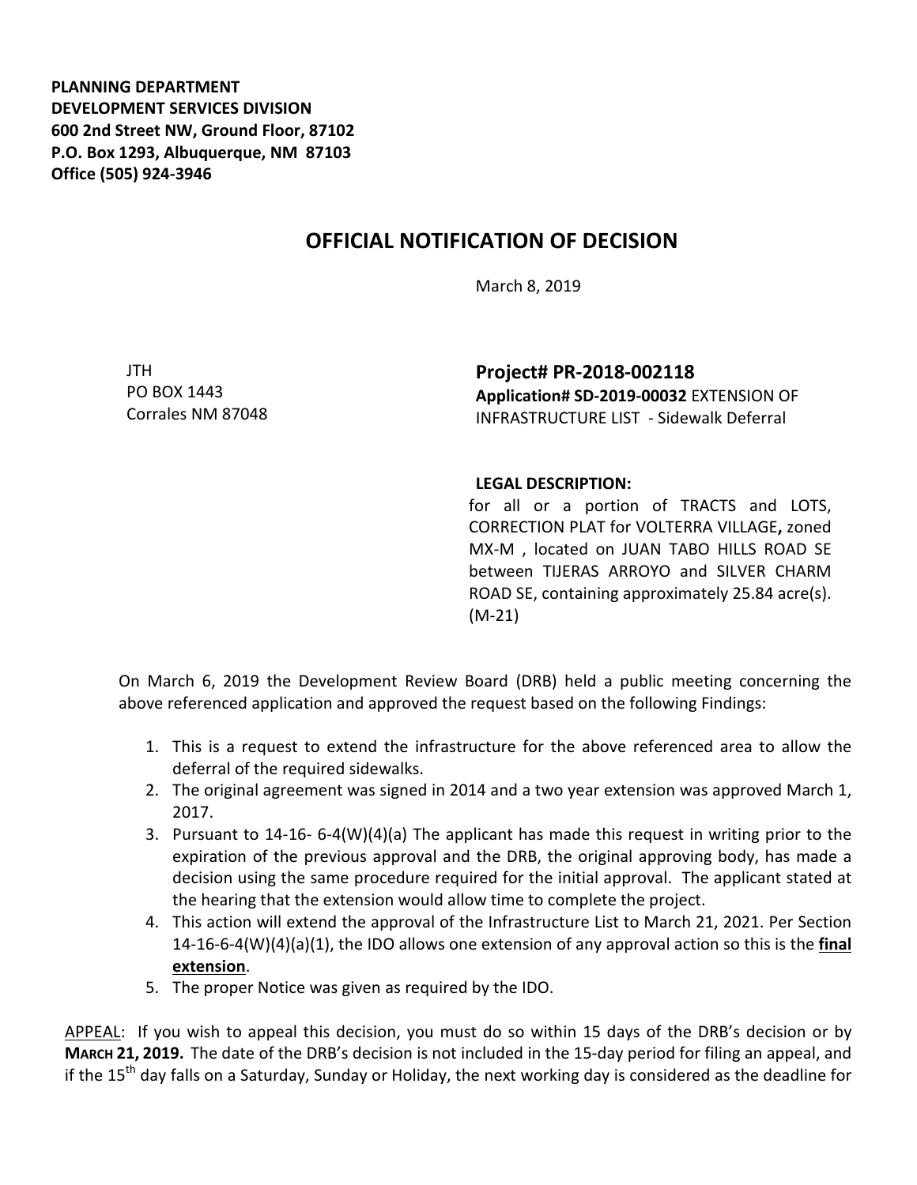**PLANNING DEPARTMENT**
**DEVELOPMENT SERVICES DIVISION**
**600 2nd Street NW, Ground Floor, 87102**
**P.O. Box 1293, Albuquerque, NM 87103**
**Office (505) 924-3946**

## OFFICIAL NOTIFICATION OF DECISION

March 8, 2019

JTH
PO BOX 1443
Corrales NM 87048

**Project# PR-2018-002118**
**Application# SD-2019-00032** EXTENSION OF INFRASTRUCTURE LIST - Sidewalk Deferral

**LEGAL DESCRIPTION:**
for all or a portion of TRACTS and LOTS, CORRECTION PLAT for VOLTERRA VILLAGE**,** zoned MX-M , located on JUAN TABO HILLS ROAD SE between TIJERAS ARROYO and SILVER CHARM ROAD SE, containing approximately 25.84 acre(s). (M-21)

On March 6, 2019 the Development Review Board (DRB) held a public meeting concerning the above referenced application and approved the request based on the following Findings:

1. This is a request to extend the infrastructure for the above referenced area to allow the deferral of the required sidewalks.
2. The original agreement was signed in 2014 and a two year extension was approved March 1, 2017.
3. Pursuant to 14-16- 6-4(W)(4)(a) The applicant has made this request in writing prior to the expiration of the previous approval and the DRB, the original approving body, has made a decision using the same procedure required for the initial approval. The applicant stated at the hearing that the extension would allow time to complete the project.
4. This action will extend the approval of the Infrastructure List to March 21, 2021. Per Section 14-16-6-4(W)(4)(a)(1), the IDO allows one extension of any approval action so this is the **final extension**.
5. The proper Notice was given as required by the IDO.

APPEAL: If you wish to appeal this decision, you must do so within 15 days of the DRB's decision or by **MARCH 21, 2019.** The date of the DRB's decision is not included in the 15-day period for filing an appeal, and if the 15th day falls on a Saturday, Sunday or Holiday, the next working day is considered as the deadline for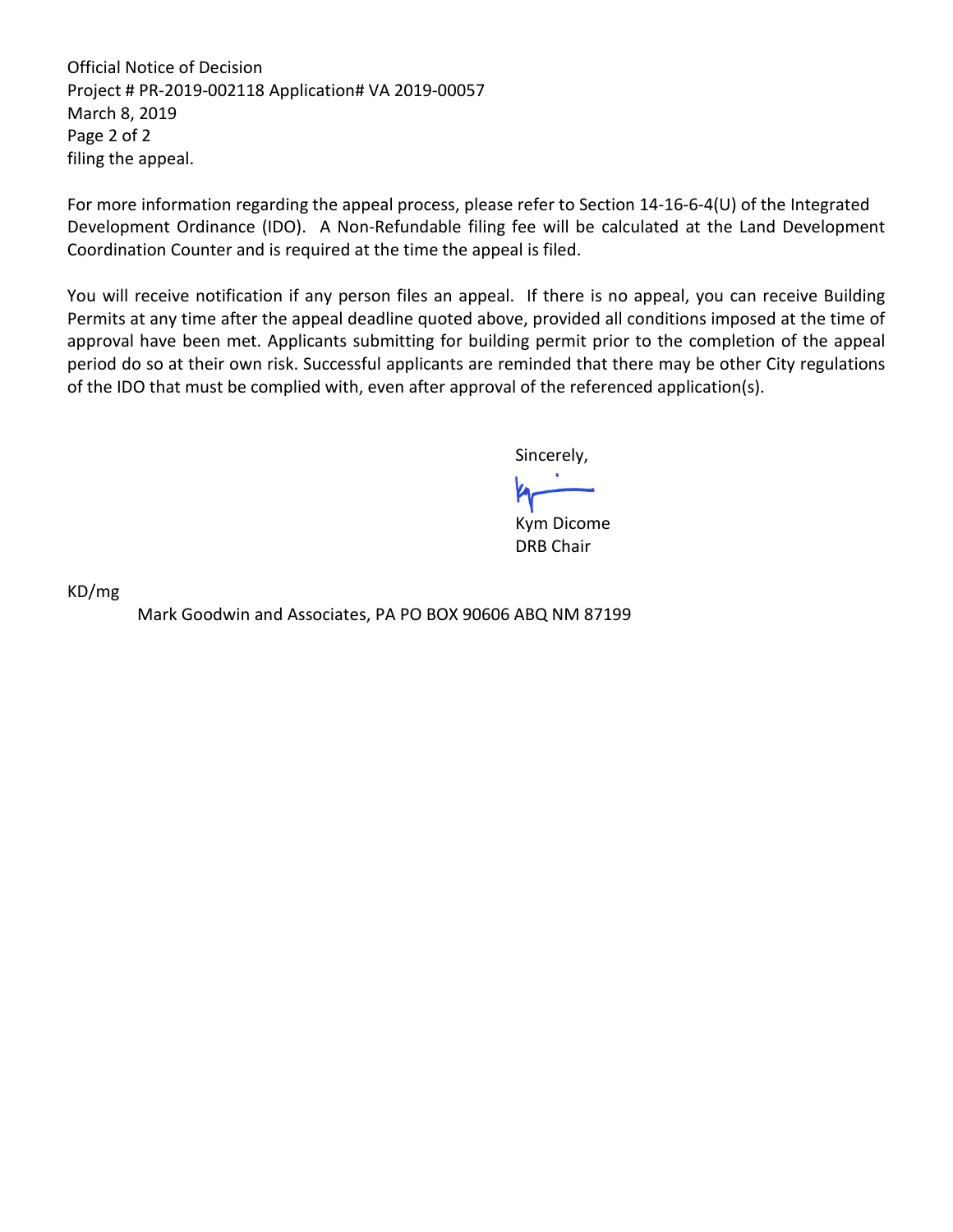filing the appeal.

For more information regarding the appeal process, please refer to Section 14-16-6-4(U) of the Integrated Development Ordinance (IDO). A Non-Refundable filing fee will be calculated at the Land Development Coordination Counter and is required at the time the appeal is filed.

You will receive notification if any person files an appeal. If there is no appeal, you can receive Building Permits at any time after the appeal deadline quoted above, provided all conditions imposed at the time of approval have been met. Applicants submitting for building permit prior to the completion of the appeal period do so at their own risk. Successful applicants are reminded that there may be other City regulations of the IDO that must be complied with, even after approval of the referenced application(s).

Sincerely,

Kym Dicome
DRB Chair

KD/mg

Mark Goodwin and Associates, PA PO BOX 90606 ABQ NM 87199